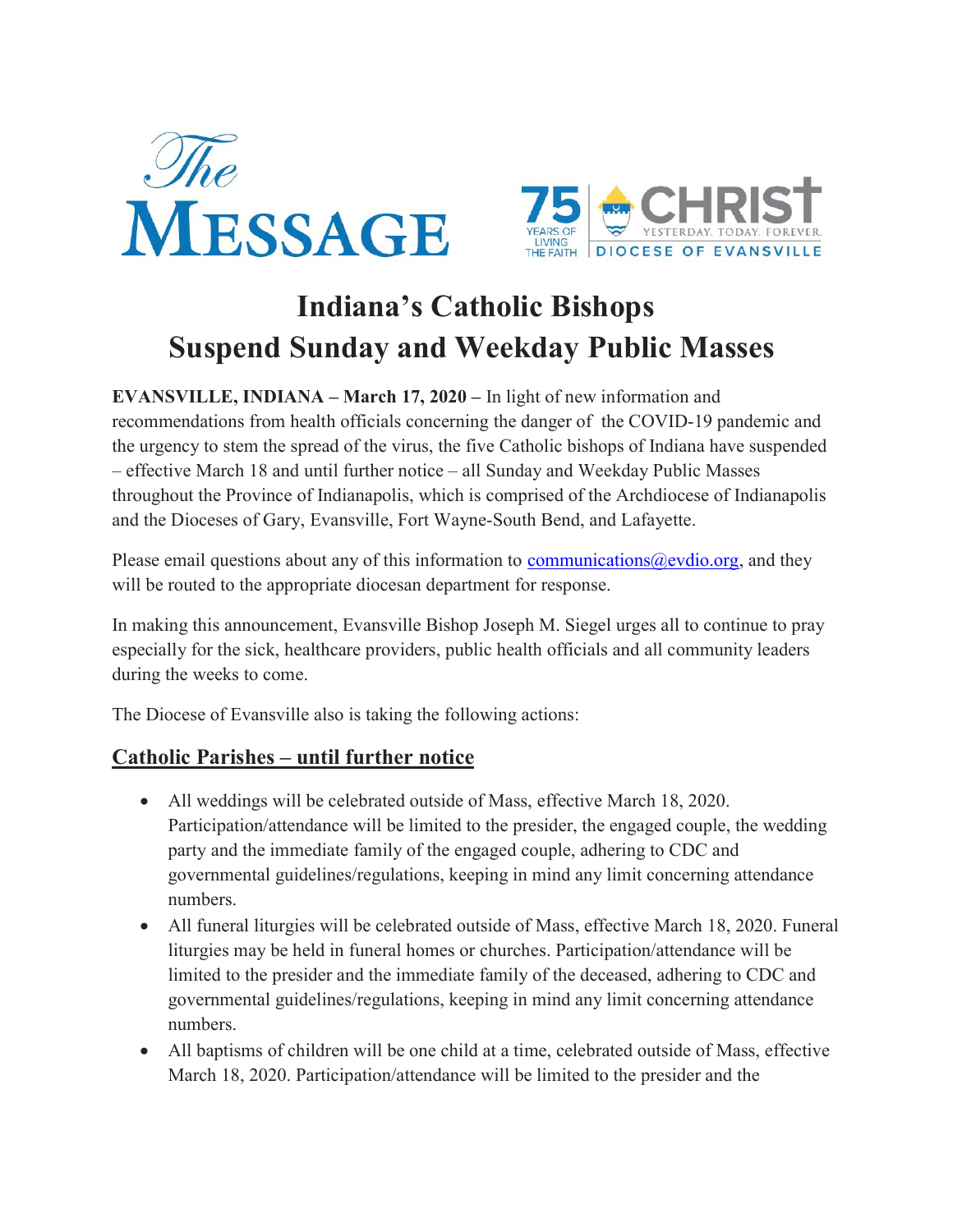The MESSAGE

75 YEARS OF LIVING THE FAITH | CHRIST YESTERDAY. TODAY. FOREVER. DIOCESE OF EVANSVILLE

# Indiana's Catholic Bishops Suspend Sunday and Weekday Public Masses

**EVANSVILLE, INDIANA – March 17, 2020 –** In light of new information and recommendations from health officials concerning the danger of the COVID-19 pandemic and the urgency to stem the spread of the virus, the five Catholic bishops of Indiana have suspended – effective March 18 and until further notice – all Sunday and Weekday Public Masses throughout the Province of Indianapolis, which is comprised of the Archdiocese of Indianapolis and the Dioceses of Gary, Evansville, Fort Wayne-South Bend, and Lafayette.

Please email questions about any of this information to communications@evdio.org, and they will be routed to the appropriate diocesan department for response.

In making this announcement, Evansville Bishop Joseph M. Siegel urges all to continue to pray especially for the sick, healthcare providers, public health officials and all community leaders during the weeks to come.

The Diocese of Evansville also is taking the following actions:

## Catholic Parishes – until further notice

- All weddings will be celebrated outside of Mass, effective March 18, 2020. Participation/attendance will be limited to the presider, the engaged couple, the wedding party and the immediate family of the engaged couple, adhering to CDC and governmental guidelines/regulations, keeping in mind any limit concerning attendance numbers.
- All funeral liturgies will be celebrated outside of Mass, effective March 18, 2020. Funeral liturgies may be held in funeral homes or churches. Participation/attendance will be limited to the presider and the immediate family of the deceased, adhering to CDC and governmental guidelines/regulations, keeping in mind any limit concerning attendance numbers.
- All baptisms of children will be one child at a time, celebrated outside of Mass, effective March 18, 2020. Participation/attendance will be limited to the presider and the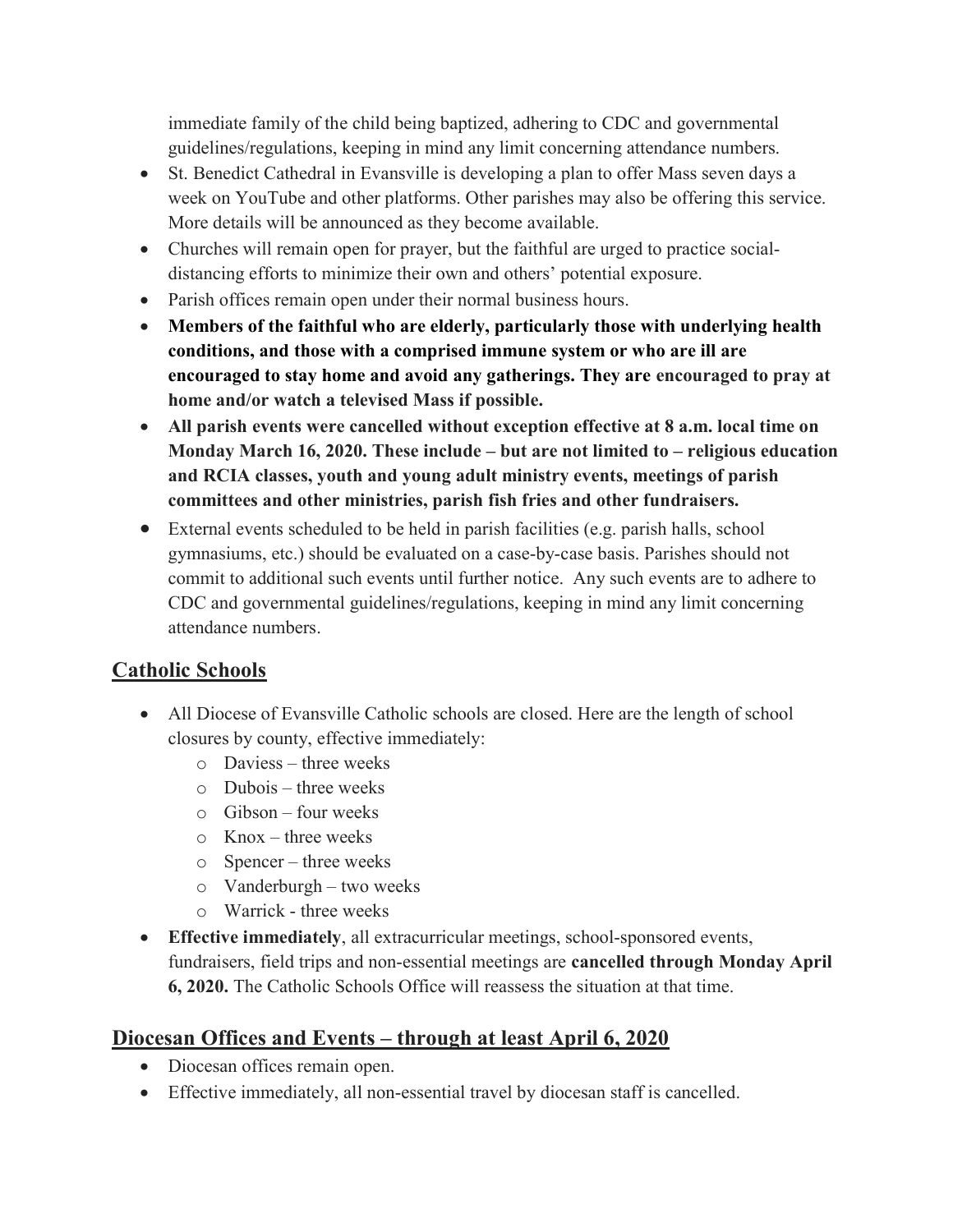immediate family of the child being baptized, adhering to CDC and governmental guidelines/regulations, keeping in mind any limit concerning attendance numbers.

- St. Benedict Cathedral in Evansville is developing a plan to offer Mass seven days a week on YouTube and other platforms. Other parishes may also be offering this service. More details will be announced as they become available.
- Churches will remain open for prayer, but the faithful are urged to practice social-distancing efforts to minimize their own and others' potential exposure.
- Parish offices remain open under their normal business hours.
- **Members of the faithful who are elderly, particularly those with underlying health conditions, and those with a comprised immune system or who are ill are encouraged to stay home and avoid any gatherings. They are encouraged to pray at home and/or watch a televised Mass if possible.**
- **All parish events were cancelled without exception effective at 8 a.m. local time on Monday March 16, 2020. These include – but are not limited to – religious education and RCIA classes, youth and young adult ministry events, meetings of parish committees and other ministries, parish fish fries and other fundraisers.**
- External events scheduled to be held in parish facilities (e.g. parish halls, school gymnasiums, etc.) should be evaluated on a case-by-case basis. Parishes should not commit to additional such events until further notice. Any such events are to adhere to CDC and governmental guidelines/regulations, keeping in mind any limit concerning attendance numbers.

## Catholic Schools

- All Diocese of Evansville Catholic schools are closed. Here are the length of school closures by county, effective immediately:
  - Daviess – three weeks
  - Dubois – three weeks
  - Gibson – four weeks
  - Knox – three weeks
  - Spencer – three weeks
  - Vanderburgh – two weeks
  - Warrick - three weeks
- **Effective immediately**, all extracurricular meetings, school-sponsored events, fundraisers, field trips and non-essential meetings are **cancelled through Monday April 6, 2020.** The Catholic Schools Office will reassess the situation at that time.

## Diocesan Offices and Events – through at least April 6, 2020

- Diocesan offices remain open.
- Effective immediately, all non-essential travel by diocesan staff is cancelled.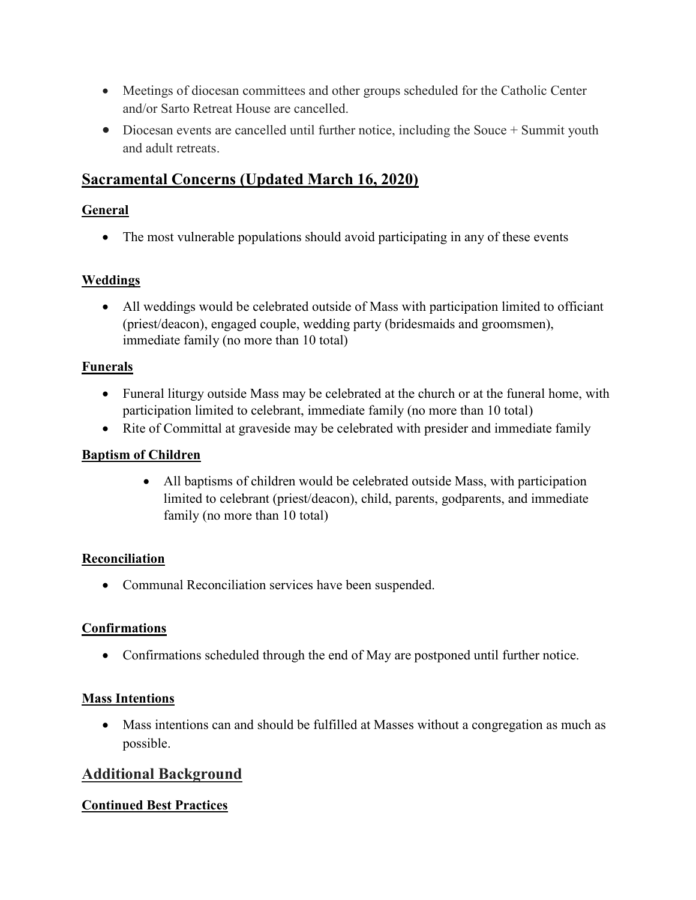- Meetings of diocesan committees and other groups scheduled for the Catholic Center and/or Sarto Retreat House are cancelled.
- Diocesan events are cancelled until further notice, including the Souce + Summit youth and adult retreats.

## Sacramental Concerns (Updated March 16, 2020)

### General

- The most vulnerable populations should avoid participating in any of these events

### Weddings

- All weddings would be celebrated outside of Mass with participation limited to officiant (priest/deacon), engaged couple, wedding party (bridesmaids and groomsmen), immediate family (no more than 10 total)

### Funerals

- Funeral liturgy outside Mass may be celebrated at the church or at the funeral home, with participation limited to celebrant, immediate family (no more than 10 total)
- Rite of Committal at graveside may be celebrated with presider and immediate family

### Baptism of Children

- All baptisms of children would be celebrated outside Mass, with participation limited to celebrant (priest/deacon), child, parents, godparents, and immediate family (no more than 10 total)

### Reconciliation

- Communal Reconciliation services have been suspended.

### Confirmations

- Confirmations scheduled through the end of May are postponed until further notice.

### Mass Intentions

- Mass intentions can and should be fulfilled at Masses without a congregation as much as possible.

## Additional Background

### Continued Best Practices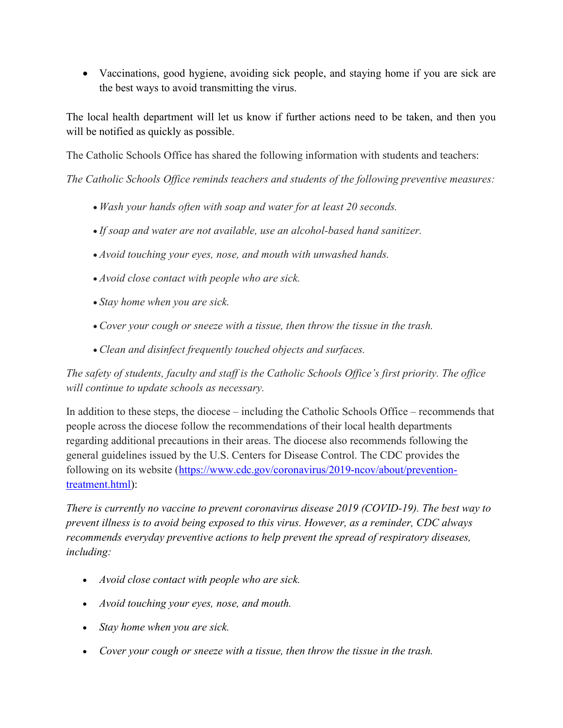- Vaccinations, good hygiene, avoiding sick people, and staying home if you are sick are the best ways to avoid transmitting the virus.

The local health department will let us know if further actions need to be taken, and then you will be notified as quickly as possible.

The Catholic Schools Office has shared the following information with students and teachers:

*The Catholic Schools Office reminds teachers and students of the following preventive measures:*

- *Wash your hands often with soap and water for at least 20 seconds.*
- *If soap and water are not available, use an alcohol-based hand sanitizer.*
- *Avoid touching your eyes, nose, and mouth with unwashed hands.*
- *Avoid close contact with people who are sick.*
- *Stay home when you are sick.*
- *Cover your cough or sneeze with a tissue, then throw the tissue in the trash.*
- *Clean and disinfect frequently touched objects and surfaces.*

*The safety of students, faculty and staff is the Catholic Schools Office's first priority. The office will continue to update schools as necessary.*

In addition to these steps, the diocese – including the Catholic Schools Office – recommends that people across the diocese follow the recommendations of their local health departments regarding additional precautions in their areas. The diocese also recommends following the general guidelines issued by the U.S. Centers for Disease Control. The CDC provides the following on its website ([https://www.cdc.gov/coronavirus/2019-ncov/about/prevention-treatment.html](https://www.cdc.gov/coronavirus/2019-ncov/about/prevention-treatment.html)):

*There is currently no vaccine to prevent coronavirus disease 2019 (COVID-19). The best way to prevent illness is to avoid being exposed to this virus. However, as a reminder, CDC always recommends everyday preventive actions to help prevent the spread of respiratory diseases, including:*

- *Avoid close contact with people who are sick.*
- *Avoid touching your eyes, nose, and mouth.*
- *Stay home when you are sick.*
- *Cover your cough or sneeze with a tissue, then throw the tissue in the trash.*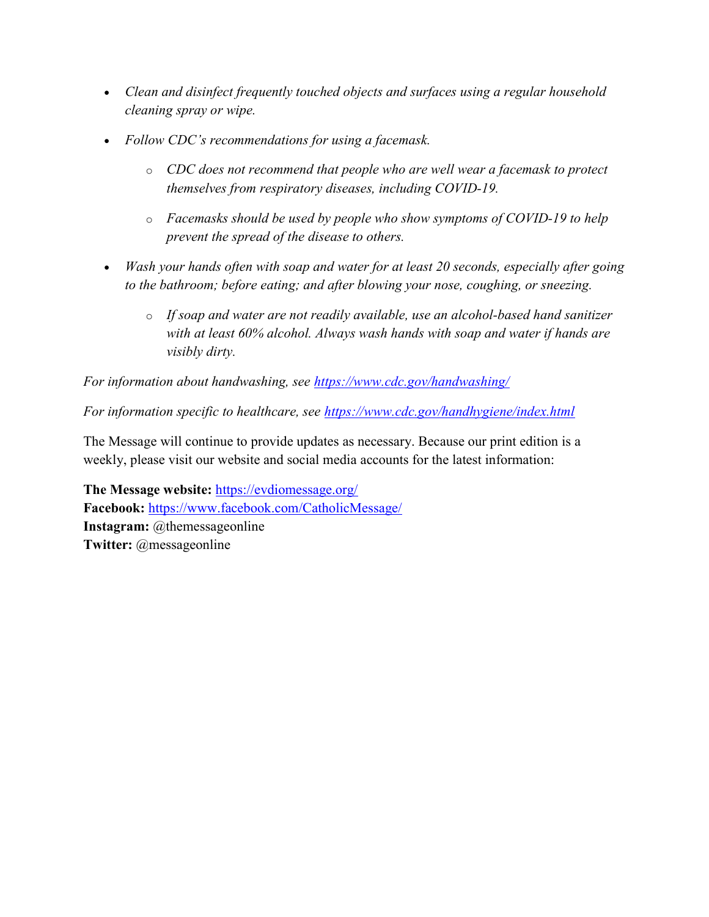- *Clean and disinfect frequently touched objects and surfaces using a regular household cleaning spray or wipe.*
- *Follow CDC's recommendations for using a facemask.*
  - *CDC does not recommend that people who are well wear a facemask to protect themselves from respiratory diseases, including COVID-19.*
  - *Facemasks should be used by people who show symptoms of COVID-19 to help prevent the spread of the disease to others.*
- *Wash your hands often with soap and water for at least 20 seconds, especially after going to the bathroom; before eating; and after blowing your nose, coughing, or sneezing.*
  - *If soap and water are not readily available, use an alcohol-based hand sanitizer with at least 60% alcohol. Always wash hands with soap and water if hands are visibly dirty.*

*For information about handwashing, see [https://www.cdc.gov/handwashing/](https://www.cdc.gov/handwashing/)*

*For information specific to healthcare, see [https://www.cdc.gov/handhygiene/index.html](https://www.cdc.gov/handhygiene/index.html)*

The Message will continue to provide updates as necessary. Because our print edition is a weekly, please visit our website and social media accounts for the latest information:

**The Message website:** [https://evdiomessage.org/](https://evdiomessage.org/)
**Facebook:** [https://www.facebook.com/CatholicMessage/](https://www.facebook.com/CatholicMessage/)
**Instagram:** @themessageonline
**Twitter:** @messageonline